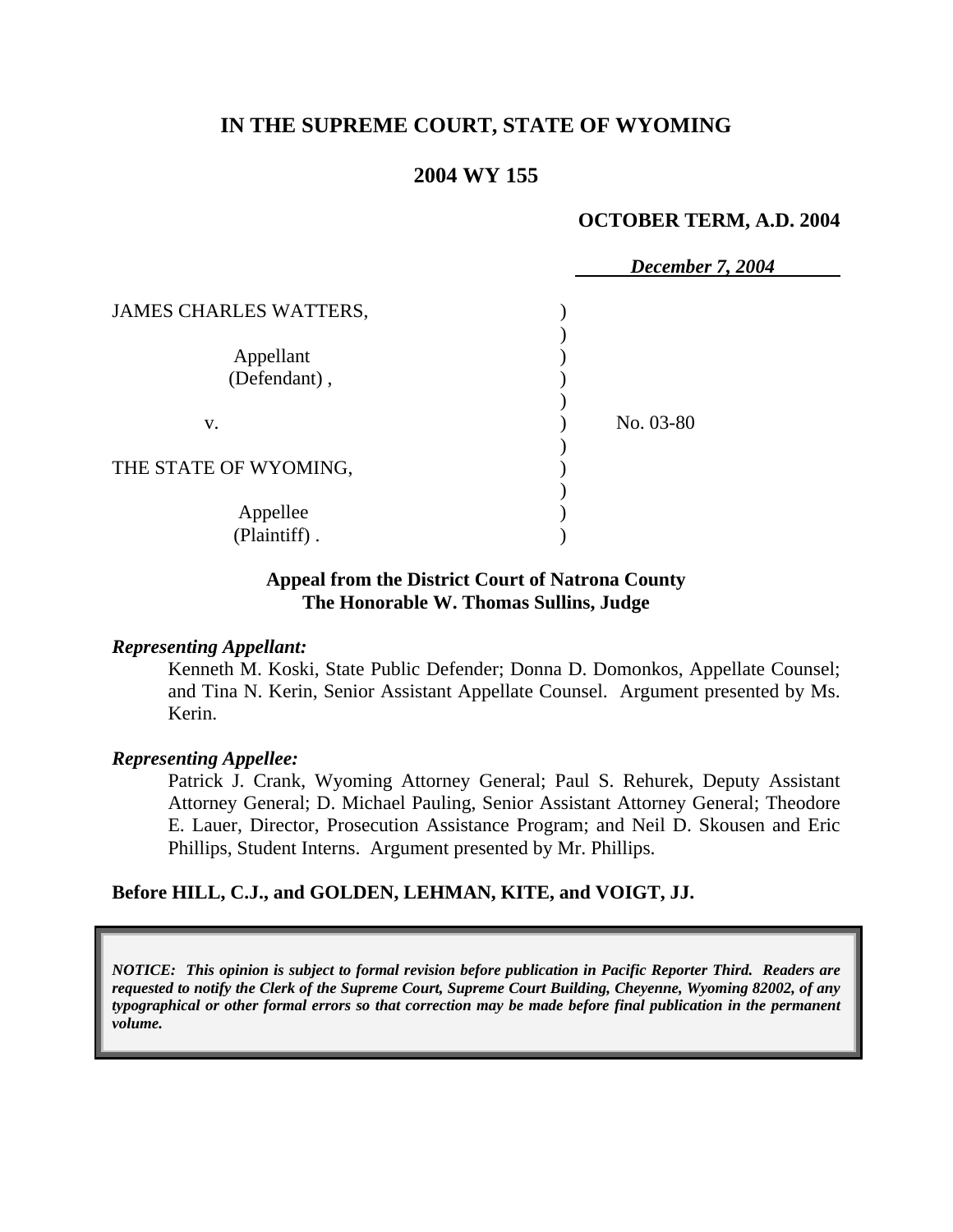# IN THE SUPREME COURT, STATE OF WYOMING

## 2004 WY 155

**OCTOBER TERM, A.D. 2004**

***December 7, 2004***

JAMES CHARLES WATTERS,

Appellant (Defendant),

v.

THE STATE OF WYOMING,

Appellee (Plaintiff).

No. 03-80

**Appeal from the District Court of Natrona County**
**The Honorable W. Thomas Sullins, Judge**

***Representing Appellant:***

Kenneth M. Koski, State Public Defender; Donna D. Domonkos, Appellate Counsel; and Tina N. Kerin, Senior Assistant Appellate Counsel. Argument presented by Ms. Kerin.

***Representing Appellee:***

Patrick J. Crank, Wyoming Attorney General; Paul S. Rehurek, Deputy Assistant Attorney General; D. Michael Pauling, Senior Assistant Attorney General; Theodore E. Lauer, Director, Prosecution Assistance Program; and Neil D. Skousen and Eric Phillips, Student Interns. Argument presented by Mr. Phillips.

**Before HILL, C.J., and GOLDEN, LEHMAN, KITE, and VOIGT, JJ.**

***NOTICE: This opinion is subject to formal revision before publication in Pacific Reporter Third. Readers are requested to notify the Clerk of the Supreme Court, Supreme Court Building, Cheyenne, Wyoming 82002, of any typographical or other formal errors so that correction may be made before final publication in the permanent volume.***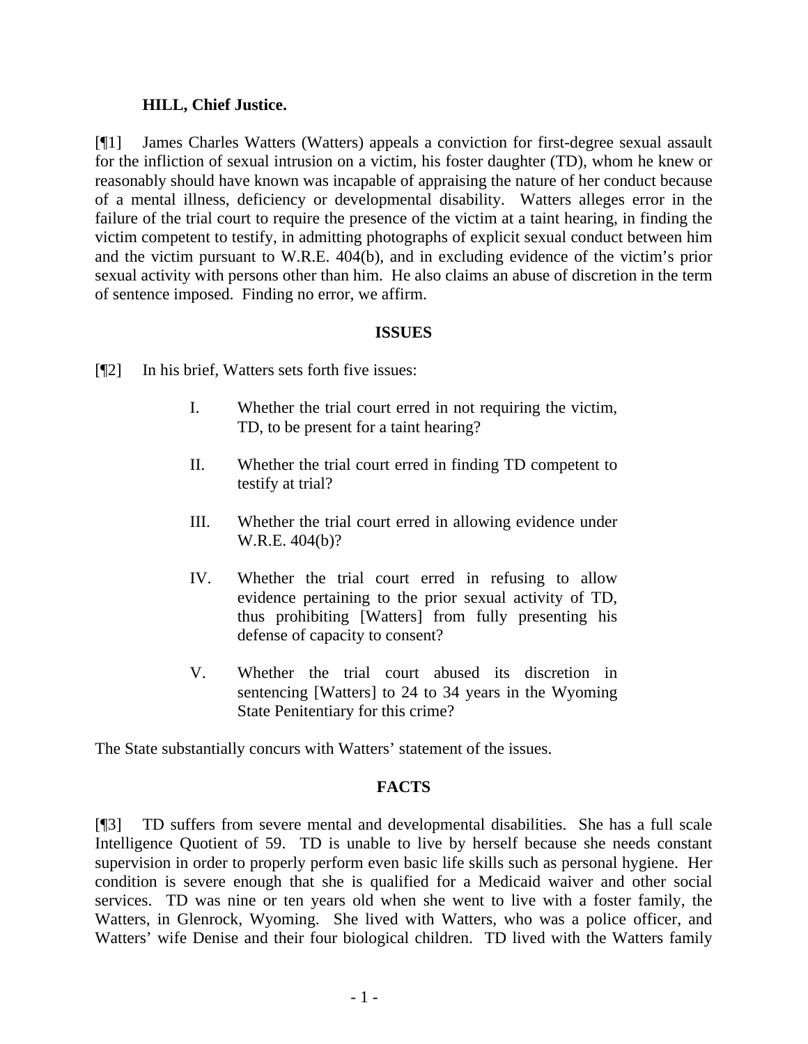**HILL, Chief Justice.**

[¶1] James Charles Watters (Watters) appeals a conviction for first-degree sexual assault for the infliction of sexual intrusion on a victim, his foster daughter (TD), whom he knew or reasonably should have known was incapable of appraising the nature of her conduct because of a mental illness, deficiency or developmental disability. Watters alleges error in the failure of the trial court to require the presence of the victim at a taint hearing, in finding the victim competent to testify, in admitting photographs of explicit sexual conduct between him and the victim pursuant to W.R.E. 404(b), and in excluding evidence of the victim's prior sexual activity with persons other than him. He also claims an abuse of discretion in the term of sentence imposed. Finding no error, we affirm.

## ISSUES

[¶2] In his brief, Watters sets forth five issues:

> I. Whether the trial court erred in not requiring the victim, TD, to be present for a taint hearing?
>
> II. Whether the trial court erred in finding TD competent to testify at trial?
>
> III. Whether the trial court erred in allowing evidence under W.R.E. 404(b)?
>
> IV. Whether the trial court erred in refusing to allow evidence pertaining to the prior sexual activity of TD, thus prohibiting [Watters] from fully presenting his defense of capacity to consent?
>
> V. Whether the trial court abused its discretion in sentencing [Watters] to 24 to 34 years in the Wyoming State Penitentiary for this crime?

The State substantially concurs with Watters' statement of the issues.

## FACTS

[¶3] TD suffers from severe mental and developmental disabilities. She has a full scale Intelligence Quotient of 59. TD is unable to live by herself because she needs constant supervision in order to properly perform even basic life skills such as personal hygiene. Her condition is severe enough that she is qualified for a Medicaid waiver and other social services. TD was nine or ten years old when she went to live with a foster family, the Watters, in Glenrock, Wyoming. She lived with Watters, who was a police officer, and Watters' wife Denise and their four biological children. TD lived with the Watters family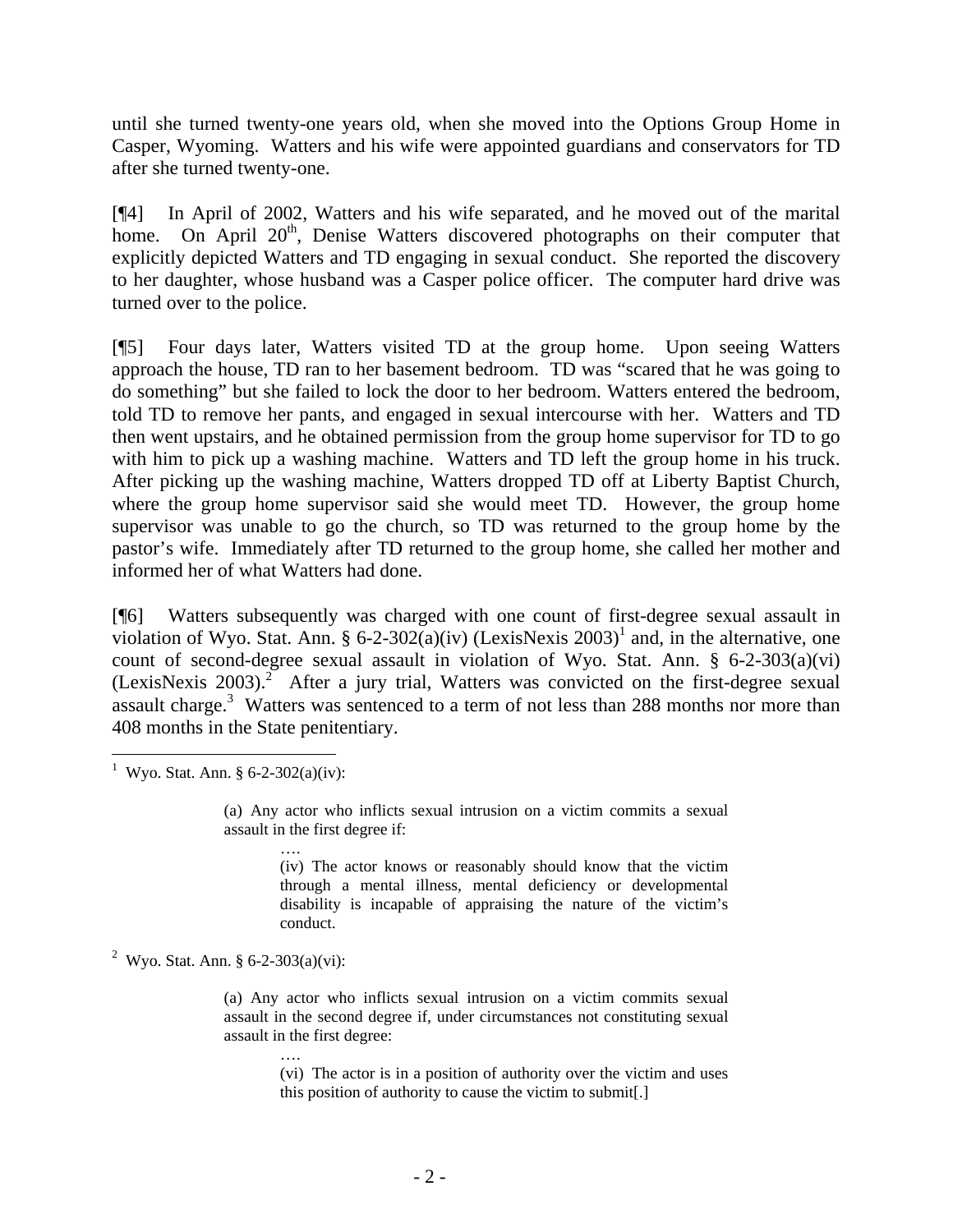until she turned twenty-one years old, when she moved into the Options Group Home in Casper, Wyoming. Watters and his wife were appointed guardians and conservators for TD after she turned twenty-one.

[¶4] In April of 2002, Watters and his wife separated, and he moved out of the marital home. On April 20th, Denise Watters discovered photographs on their computer that explicitly depicted Watters and TD engaging in sexual conduct. She reported the discovery to her daughter, whose husband was a Casper police officer. The computer hard drive was turned over to the police.

[¶5] Four days later, Watters visited TD at the group home. Upon seeing Watters approach the house, TD ran to her basement bedroom. TD was "scared that he was going to do something" but she failed to lock the door to her bedroom. Watters entered the bedroom, told TD to remove her pants, and engaged in sexual intercourse with her. Watters and TD then went upstairs, and he obtained permission from the group home supervisor for TD to go with him to pick up a washing machine. Watters and TD left the group home in his truck. After picking up the washing machine, Watters dropped TD off at Liberty Baptist Church, where the group home supervisor said she would meet TD. However, the group home supervisor was unable to go the church, so TD was returned to the group home by the pastor's wife. Immediately after TD returned to the group home, she called her mother and informed her of what Watters had done.

[¶6] Watters subsequently was charged with one count of first-degree sexual assault in violation of Wyo. Stat. Ann. § 6-2-302(a)(iv) (LexisNexis 2003)[1] and, in the alternative, one count of second-degree sexual assault in violation of Wyo. Stat. Ann. § 6-2-303(a)(vi) (LexisNexis 2003).[2] After a jury trial, Watters was convicted on the first-degree sexual assault charge.[3] Watters was sentenced to a term of not less than 288 months nor more than 408 months in the State penitentiary.

---

[1] Wyo. Stat. Ann. § 6-2-302(a)(iv):

> (a) Any actor who inflicts sexual intrusion on a victim commits a sexual assault in the first degree if:
>
> ….
>
> (iv) The actor knows or reasonably should know that the victim through a mental illness, mental deficiency or developmental disability is incapable of appraising the nature of the victim's conduct.

[2] Wyo. Stat. Ann. § 6-2-303(a)(vi):

> (a) Any actor who inflicts sexual intrusion on a victim commits sexual assault in the second degree if, under circumstances not constituting sexual assault in the first degree:
>
> ….
>
> (vi) The actor is in a position of authority over the victim and uses this position of authority to cause the victim to submit[.]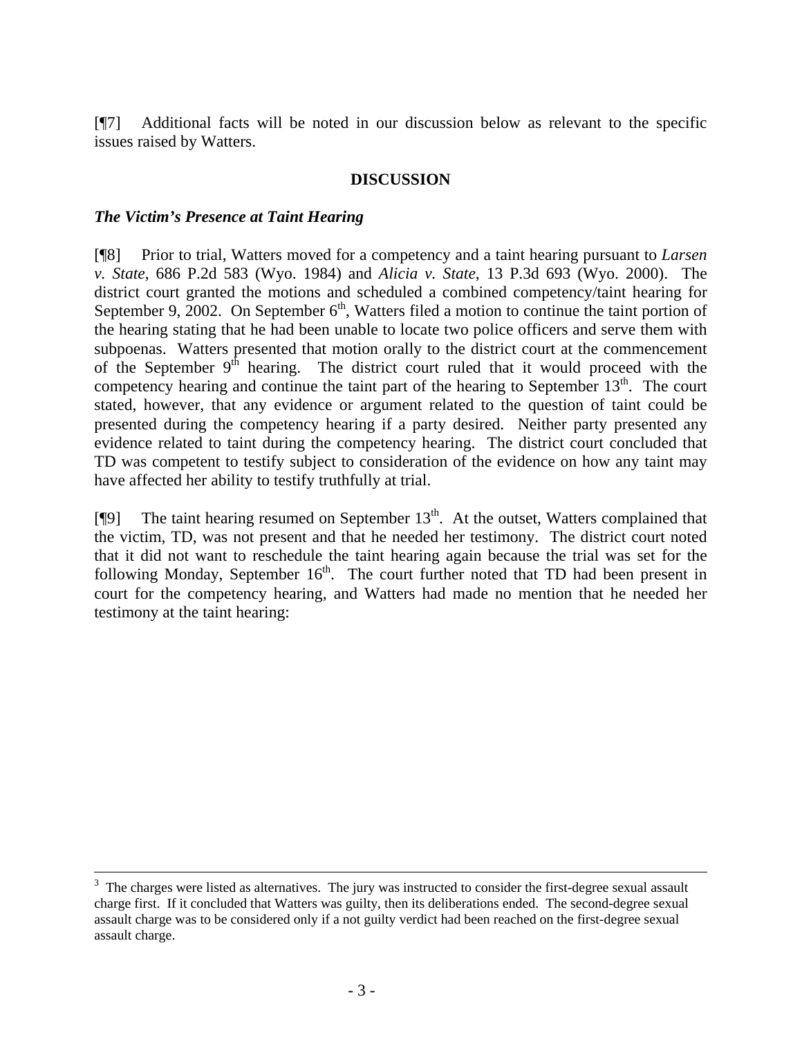[¶7] Additional facts will be noted in our discussion below as relevant to the specific issues raised by Watters.

## DISCUSSION

### *The Victim's Presence at Taint Hearing*

[¶8] Prior to trial, Watters moved for a competency and a taint hearing pursuant to *Larsen v. State*, 686 P.2d 583 (Wyo. 1984) and *Alicia v. State*, 13 P.3d 693 (Wyo. 2000). The district court granted the motions and scheduled a combined competency/taint hearing for September 9, 2002. On September 6th, Watters filed a motion to continue the taint portion of the hearing stating that he had been unable to locate two police officers and serve them with subpoenas. Watters presented that motion orally to the district court at the commencement of the September 9th hearing. The district court ruled that it would proceed with the competency hearing and continue the taint part of the hearing to September 13th. The court stated, however, that any evidence or argument related to the question of taint could be presented during the competency hearing if a party desired. Neither party presented any evidence related to taint during the competency hearing. The district court concluded that TD was competent to testify subject to consideration of the evidence on how any taint may have affected her ability to testify truthfully at trial.

[¶9] The taint hearing resumed on September 13th. At the outset, Watters complained that the victim, TD, was not present and that he needed her testimony. The district court noted that it did not want to reschedule the taint hearing again because the trial was set for the following Monday, September 16th. The court further noted that TD had been present in court for the competency hearing, and Watters had made no mention that he needed her testimony at the taint hearing:

---

[3] The charges were listed as alternatives. The jury was instructed to consider the first-degree sexual assault charge first. If it concluded that Watters was guilty, then its deliberations ended. The second-degree sexual assault charge was to be considered only if a not guilty verdict had been reached on the first-degree sexual assault charge.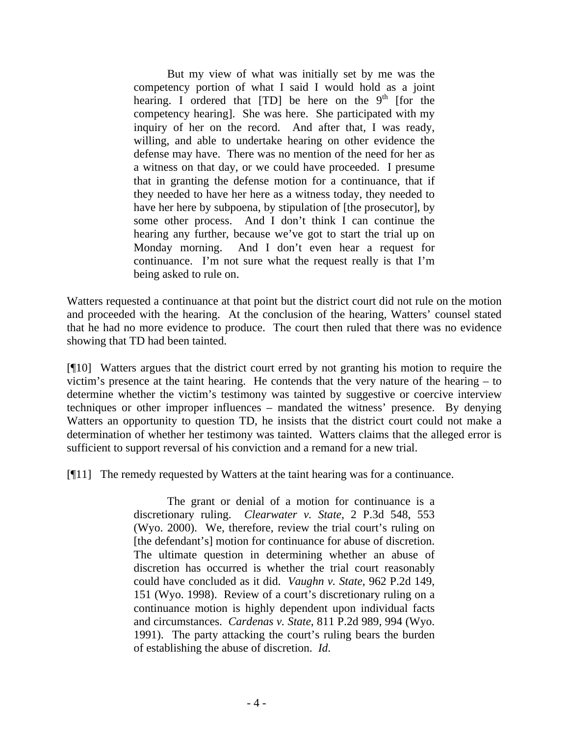> But my view of what was initially set by me was the competency portion of what I said I would hold as a joint hearing. I ordered that [TD] be here on the 9th [for the competency hearing]. She was here. She participated with my inquiry of her on the record. And after that, I was ready, willing, and able to undertake hearing on other evidence the defense may have. There was no mention of the need for her as a witness on that day, or we could have proceeded. I presume that in granting the defense motion for a continuance, that if they needed to have her here as a witness today, they needed to have her here by subpoena, by stipulation of [the prosecutor], by some other process. And I don't think I can continue the hearing any further, because we've got to start the trial up on Monday morning. And I don't even hear a request for continuance. I'm not sure what the request really is that I'm being asked to rule on.

Watters requested a continuance at that point but the district court did not rule on the motion and proceeded with the hearing. At the conclusion of the hearing, Watters' counsel stated that he had no more evidence to produce. The court then ruled that there was no evidence showing that TD had been tainted.

[¶10] Watters argues that the district court erred by not granting his motion to require the victim's presence at the taint hearing. He contends that the very nature of the hearing – to determine whether the victim's testimony was tainted by suggestive or coercive interview techniques or other improper influences – mandated the witness' presence. By denying Watters an opportunity to question TD, he insists that the district court could not make a determination of whether her testimony was tainted. Watters claims that the alleged error is sufficient to support reversal of his conviction and a remand for a new trial.

[¶11] The remedy requested by Watters at the taint hearing was for a continuance.

> The grant or denial of a motion for continuance is a discretionary ruling. *Clearwater v. State*, 2 P.3d 548, 553 (Wyo. 2000). We, therefore, review the trial court's ruling on [the defendant's] motion for continuance for abuse of discretion. The ultimate question in determining whether an abuse of discretion has occurred is whether the trial court reasonably could have concluded as it did. *Vaughn v. State*, 962 P.2d 149, 151 (Wyo. 1998). Review of a court's discretionary ruling on a continuance motion is highly dependent upon individual facts and circumstances. *Cardenas v. State*, 811 P.2d 989, 994 (Wyo. 1991). The party attacking the court's ruling bears the burden of establishing the abuse of discretion. *Id*.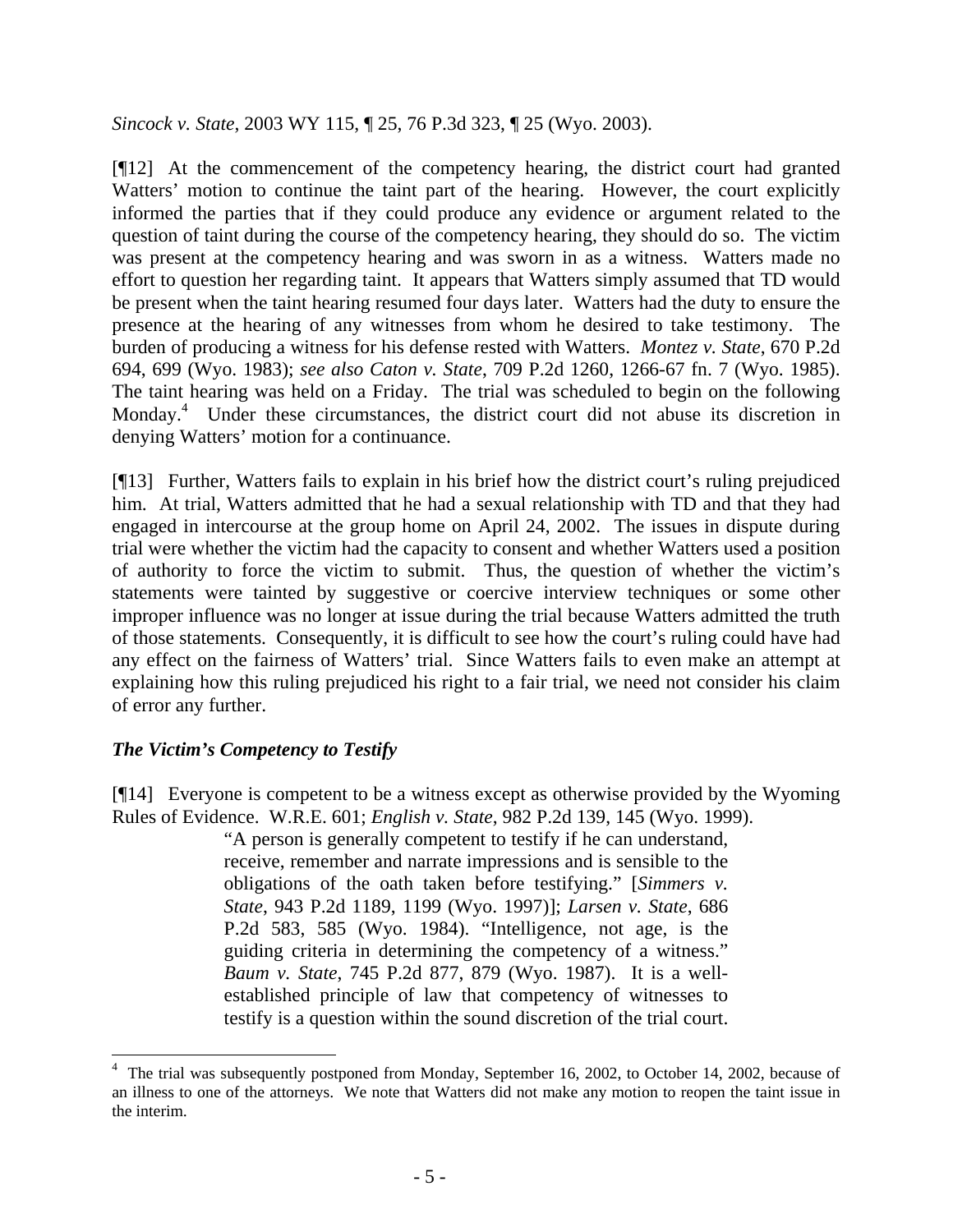*Sincock v. State*, 2003 WY 115, ¶ 25, 76 P.3d 323, ¶ 25 (Wyo. 2003).

[¶12] At the commencement of the competency hearing, the district court had granted Watters' motion to continue the taint part of the hearing. However, the court explicitly informed the parties that if they could produce any evidence or argument related to the question of taint during the course of the competency hearing, they should do so. The victim was present at the competency hearing and was sworn in as a witness. Watters made no effort to question her regarding taint. It appears that Watters simply assumed that TD would be present when the taint hearing resumed four days later. Watters had the duty to ensure the presence at the hearing of any witnesses from whom he desired to take testimony. The burden of producing a witness for his defense rested with Watters. *Montez v. State*, 670 P.2d 694, 699 (Wyo. 1983); *see also Caton v. State*, 709 P.2d 1260, 1266-67 fn. 7 (Wyo. 1985). The taint hearing was held on a Friday. The trial was scheduled to begin on the following Monday.[4] Under these circumstances, the district court did not abuse its discretion in denying Watters' motion for a continuance.

[¶13] Further, Watters fails to explain in his brief how the district court's ruling prejudiced him. At trial, Watters admitted that he had a sexual relationship with TD and that they had engaged in intercourse at the group home on April 24, 2002. The issues in dispute during trial were whether the victim had the capacity to consent and whether Watters used a position of authority to force the victim to submit. Thus, the question of whether the victim's statements were tainted by suggestive or coercive interview techniques or some other improper influence was no longer at issue during the trial because Watters admitted the truth of those statements. Consequently, it is difficult to see how the court's ruling could have had any effect on the fairness of Watters' trial. Since Watters fails to even make an attempt at explaining how this ruling prejudiced his right to a fair trial, we need not consider his claim of error any further.

### *The Victim's Competency to Testify*

[¶14] Everyone is competent to be a witness except as otherwise provided by the Wyoming Rules of Evidence. W.R.E. 601; *English v. State*, 982 P.2d 139, 145 (Wyo. 1999).

> "A person is generally competent to testify if he can understand, receive, remember and narrate impressions and is sensible to the obligations of the oath taken before testifying." [*Simmers v. State*, 943 P.2d 1189, 1199 (Wyo. 1997)]; *Larsen v. State*, 686 P.2d 583, 585 (Wyo. 1984). "Intelligence, not age, is the guiding criteria in determining the competency of a witness." *Baum v. State*, 745 P.2d 877, 879 (Wyo. 1987). It is a well-established principle of law that competency of witnesses to testify is a question within the sound discretion of the trial court.

---

[4] The trial was subsequently postponed from Monday, September 16, 2002, to October 14, 2002, because of an illness to one of the attorneys. We note that Watters did not make any motion to reopen the taint issue in the interim.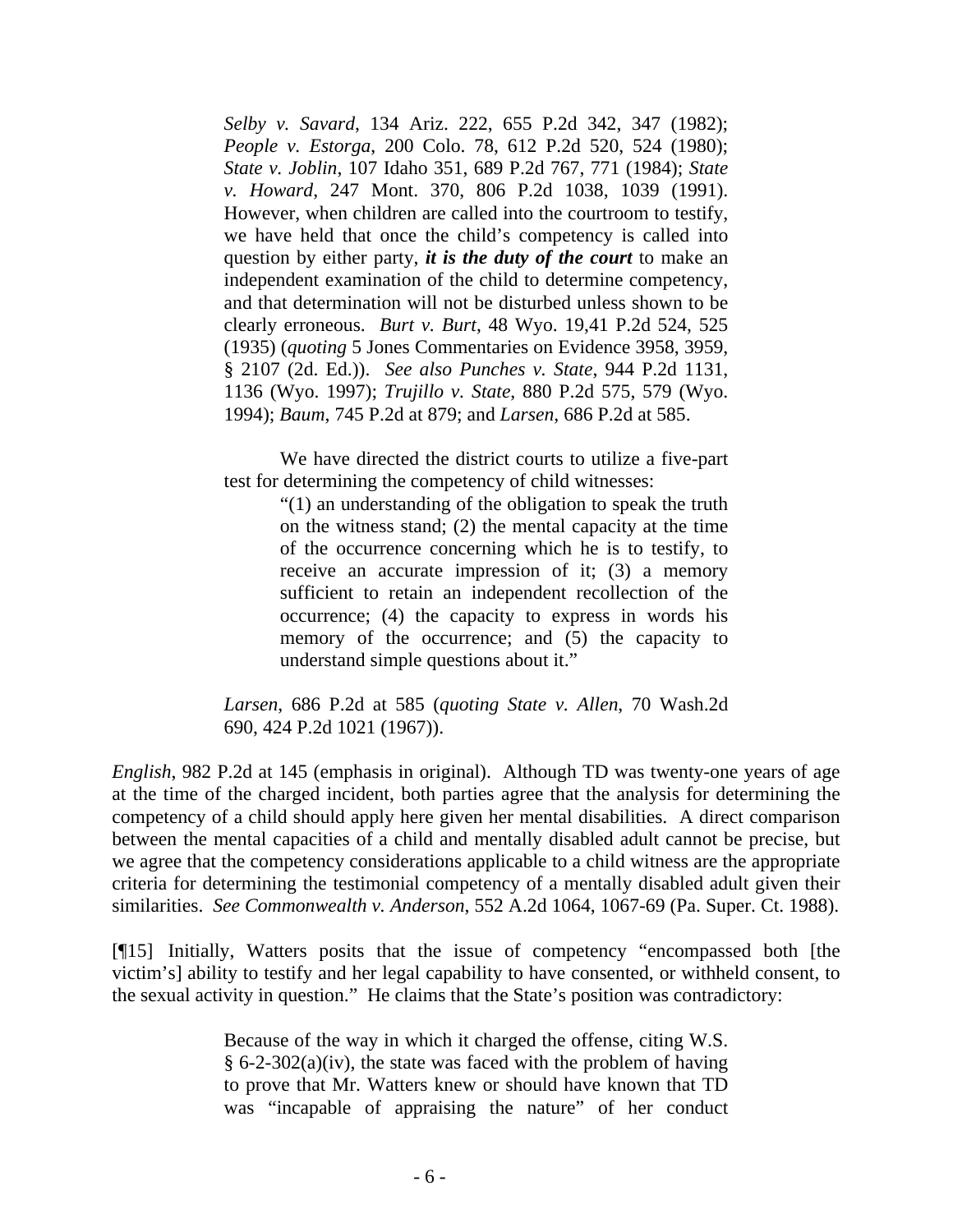*Selby v. Savard*, 134 Ariz. 222, 655 P.2d 342, 347 (1982); *People v. Estorga*, 200 Colo. 78, 612 P.2d 520, 524 (1980); *State v. Joblin*, 107 Idaho 351, 689 P.2d 767, 771 (1984); *State v. Howard*, 247 Mont. 370, 806 P.2d 1038, 1039 (1991). However, when children are called into the courtroom to testify, we have held that once the child's competency is called into question by either party, ***it is the duty of the court*** to make an independent examination of the child to determine competency, and that determination will not be disturbed unless shown to be clearly erroneous. *Burt v. Burt*, 48 Wyo. 19,41 P.2d 524, 525 (1935) (*quoting* 5 Jones Commentaries on Evidence 3958, 3959, § 2107 (2d. Ed.)). *See also Punches v. State*, 944 P.2d 1131, 1136 (Wyo. 1997); *Trujillo v. State*, 880 P.2d 575, 579 (Wyo. 1994); *Baum*, 745 P.2d at 879; and *Larsen*, 686 P.2d at 585.

> We have directed the district courts to utilize a five-part test for determining the competency of child witnesses:
>
> > "(1) an understanding of the obligation to speak the truth on the witness stand; (2) the mental capacity at the time of the occurrence concerning which he is to testify, to receive an accurate impression of it; (3) a memory sufficient to retain an independent recollection of the occurrence; (4) the capacity to express in words his memory of the occurrence; and (5) the capacity to understand simple questions about it."
>
> *Larsen*, 686 P.2d at 585 (*quoting State v. Allen*, 70 Wash.2d 690, 424 P.2d 1021 (1967)).

*English*, 982 P.2d at 145 (emphasis in original). Although TD was twenty-one years of age at the time of the charged incident, both parties agree that the analysis for determining the competency of a child should apply here given her mental disabilities. A direct comparison between the mental capacities of a child and mentally disabled adult cannot be precise, but we agree that the competency considerations applicable to a child witness are the appropriate criteria for determining the testimonial competency of a mentally disabled adult given their similarities. *See Commonwealth v. Anderson*, 552 A.2d 1064, 1067-69 (Pa. Super. Ct. 1988).

[¶15] Initially, Watters posits that the issue of competency "encompassed both [the victim's] ability to testify and her legal capability to have consented, or withheld consent, to the sexual activity in question." He claims that the State's position was contradictory:

> Because of the way in which it charged the offense, citing W.S. § 6-2-302(a)(iv), the state was faced with the problem of having to prove that Mr. Watters knew or should have known that TD was "incapable of appraising the nature" of her conduct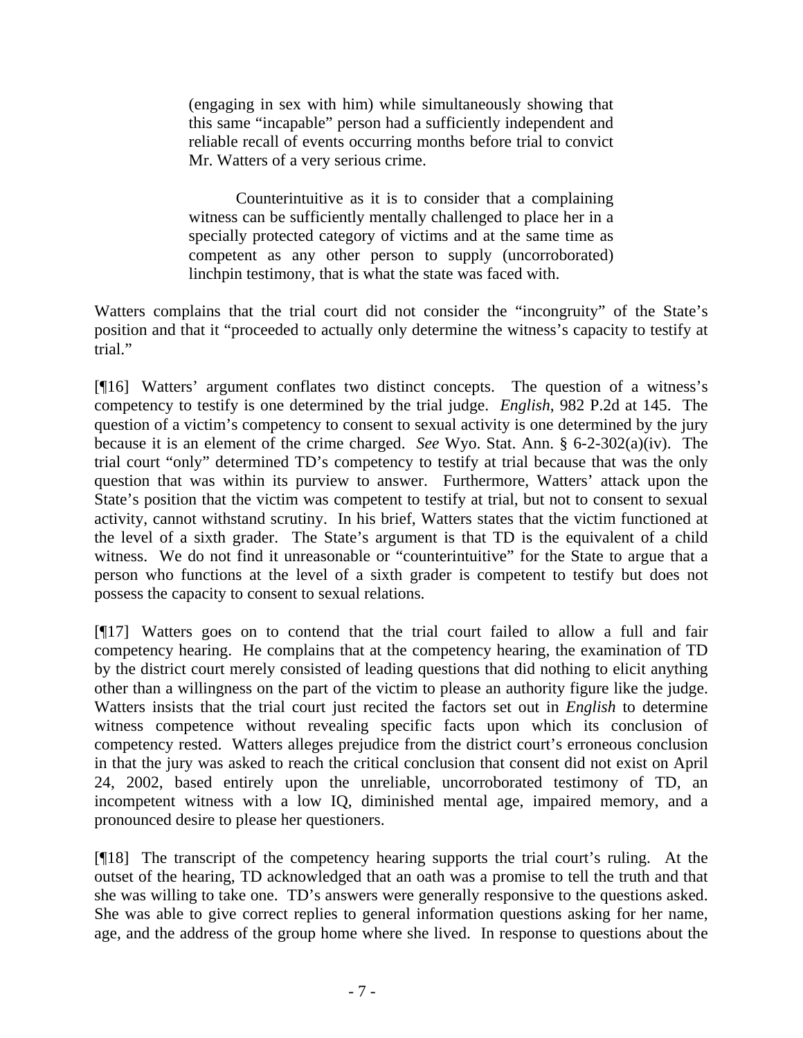> (engaging in sex with him) while simultaneously showing that this same "incapable" person had a sufficiently independent and reliable recall of events occurring months before trial to convict Mr. Watters of a very serious crime.
>
> Counterintuitive as it is to consider that a complaining witness can be sufficiently mentally challenged to place her in a specially protected category of victims and at the same time as competent as any other person to supply (uncorroborated) linchpin testimony, that is what the state was faced with.

Watters complains that the trial court did not consider the "incongruity" of the State's position and that it "proceeded to actually only determine the witness's capacity to testify at trial."

[¶16] Watters' argument conflates two distinct concepts. The question of a witness's competency to testify is one determined by the trial judge. *English*, 982 P.2d at 145. The question of a victim's competency to consent to sexual activity is one determined by the jury because it is an element of the crime charged. *See* Wyo. Stat. Ann. § 6-2-302(a)(iv). The trial court "only" determined TD's competency to testify at trial because that was the only question that was within its purview to answer. Furthermore, Watters' attack upon the State's position that the victim was competent to testify at trial, but not to consent to sexual activity, cannot withstand scrutiny. In his brief, Watters states that the victim functioned at the level of a sixth grader. The State's argument is that TD is the equivalent of a child witness. We do not find it unreasonable or "counterintuitive" for the State to argue that a person who functions at the level of a sixth grader is competent to testify but does not possess the capacity to consent to sexual relations.

[¶17] Watters goes on to contend that the trial court failed to allow a full and fair competency hearing. He complains that at the competency hearing, the examination of TD by the district court merely consisted of leading questions that did nothing to elicit anything other than a willingness on the part of the victim to please an authority figure like the judge. Watters insists that the trial court just recited the factors set out in *English* to determine witness competence without revealing specific facts upon which its conclusion of competency rested. Watters alleges prejudice from the district court's erroneous conclusion in that the jury was asked to reach the critical conclusion that consent did not exist on April 24, 2002, based entirely upon the unreliable, uncorroborated testimony of TD, an incompetent witness with a low IQ, diminished mental age, impaired memory, and a pronounced desire to please her questioners.

[¶18] The transcript of the competency hearing supports the trial court's ruling. At the outset of the hearing, TD acknowledged that an oath was a promise to tell the truth and that she was willing to take one. TD's answers were generally responsive to the questions asked. She was able to give correct replies to general information questions asking for her name, age, and the address of the group home where she lived. In response to questions about the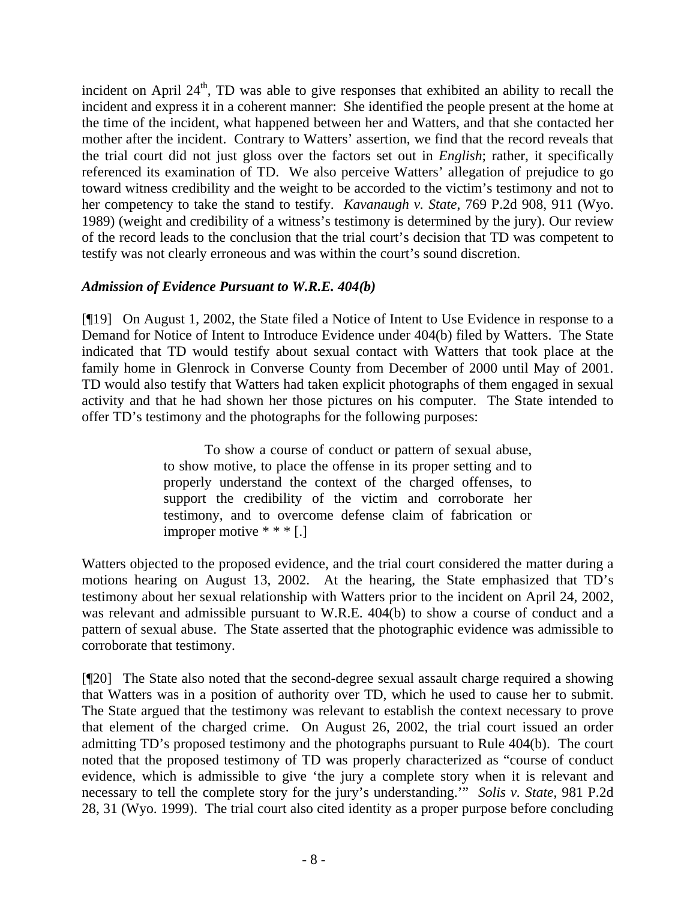incident on April 24th, TD was able to give responses that exhibited an ability to recall the incident and express it in a coherent manner: She identified the people present at the home at the time of the incident, what happened between her and Watters, and that she contacted her mother after the incident. Contrary to Watters' assertion, we find that the record reveals that the trial court did not just gloss over the factors set out in *English*; rather, it specifically referenced its examination of TD. We also perceive Watters' allegation of prejudice to go toward witness credibility and the weight to be accorded to the victim's testimony and not to her competency to take the stand to testify. *Kavanaugh v. State*, 769 P.2d 908, 911 (Wyo. 1989) (weight and credibility of a witness's testimony is determined by the jury). Our review of the record leads to the conclusion that the trial court's decision that TD was competent to testify was not clearly erroneous and was within the court's sound discretion.

### *Admission of Evidence Pursuant to W.R.E. 404(b)*

[¶19] On August 1, 2002, the State filed a Notice of Intent to Use Evidence in response to a Demand for Notice of Intent to Introduce Evidence under 404(b) filed by Watters. The State indicated that TD would testify about sexual contact with Watters that took place at the family home in Glenrock in Converse County from December of 2000 until May of 2001. TD would also testify that Watters had taken explicit photographs of them engaged in sexual activity and that he had shown her those pictures on his computer. The State intended to offer TD's testimony and the photographs for the following purposes:

> To show a course of conduct or pattern of sexual abuse, to show motive, to place the offense in its proper setting and to properly understand the context of the charged offenses, to support the credibility of the victim and corroborate her testimony, and to overcome defense claim of fabrication or improper motive * * * [.]

Watters objected to the proposed evidence, and the trial court considered the matter during a motions hearing on August 13, 2002. At the hearing, the State emphasized that TD's testimony about her sexual relationship with Watters prior to the incident on April 24, 2002, was relevant and admissible pursuant to W.R.E. 404(b) to show a course of conduct and a pattern of sexual abuse. The State asserted that the photographic evidence was admissible to corroborate that testimony.

[¶20] The State also noted that the second-degree sexual assault charge required a showing that Watters was in a position of authority over TD, which he used to cause her to submit. The State argued that the testimony was relevant to establish the context necessary to prove that element of the charged crime. On August 26, 2002, the trial court issued an order admitting TD's proposed testimony and the photographs pursuant to Rule 404(b). The court noted that the proposed testimony of TD was properly characterized as "course of conduct evidence, which is admissible to give 'the jury a complete story when it is relevant and necessary to tell the complete story for the jury's understanding.'" *Solis v. State*, 981 P.2d 28, 31 (Wyo. 1999). The trial court also cited identity as a proper purpose before concluding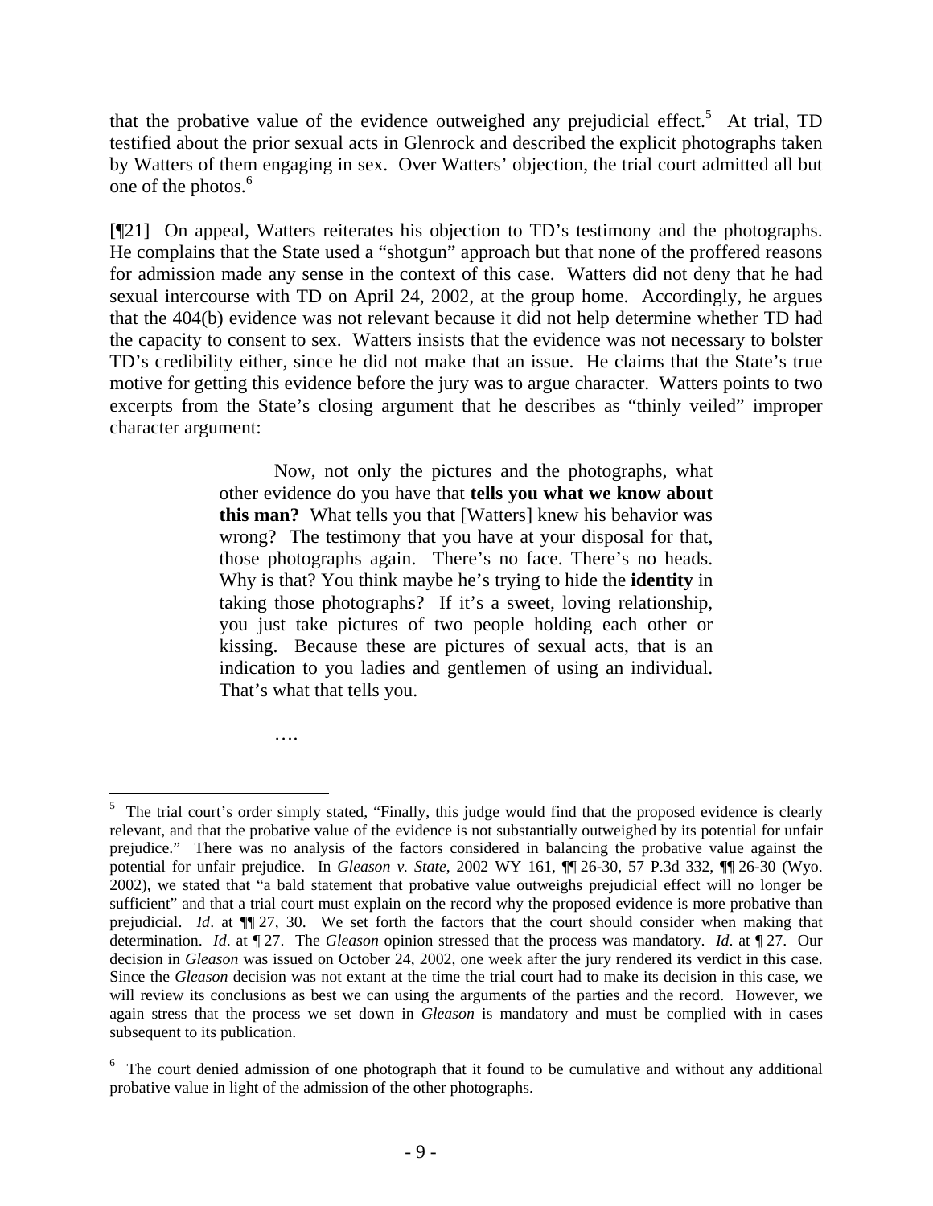that the probative value of the evidence outweighed any prejudicial effect.[5] At trial, TD testified about the prior sexual acts in Glenrock and described the explicit photographs taken by Watters of them engaging in sex. Over Watters' objection, the trial court admitted all but one of the photos.[6]

[¶21] On appeal, Watters reiterates his objection to TD's testimony and the photographs. He complains that the State used a "shotgun" approach but that none of the proffered reasons for admission made any sense in the context of this case. Watters did not deny that he had sexual intercourse with TD on April 24, 2002, at the group home. Accordingly, he argues that the 404(b) evidence was not relevant because it did not help determine whether TD had the capacity to consent to sex. Watters insists that the evidence was not necessary to bolster TD's credibility either, since he did not make that an issue. He claims that the State's true motive for getting this evidence before the jury was to argue character. Watters points to two excerpts from the State's closing argument that he describes as "thinly veiled" improper character argument:

> Now, not only the pictures and the photographs, what other evidence do you have that **tells you what we know about this man?** What tells you that [Watters] knew his behavior was wrong? The testimony that you have at your disposal for that, those photographs again. There's no face. There's no heads. Why is that? You think maybe he's trying to hide the **identity** in taking those photographs? If it's a sweet, loving relationship, you just take pictures of two people holding each other or kissing. Because these are pictures of sexual acts, that is an indication to you ladies and gentlemen of using an individual. That's what that tells you.
>
> ….

---

[5] The trial court's order simply stated, "Finally, this judge would find that the proposed evidence is clearly relevant, and that the probative value of the evidence is not substantially outweighed by its potential for unfair prejudice." There was no analysis of the factors considered in balancing the probative value against the potential for unfair prejudice. In *Gleason v. State*, 2002 WY 161, ¶¶ 26-30, 57 P.3d 332, ¶¶ 26-30 (Wyo. 2002), we stated that "a bald statement that probative value outweighs prejudicial effect will no longer be sufficient" and that a trial court must explain on the record why the proposed evidence is more probative than prejudicial. *Id*. at ¶¶ 27, 30. We set forth the factors that the court should consider when making that determination. *Id*. at ¶ 27. The *Gleason* opinion stressed that the process was mandatory. *Id*. at ¶ 27. Our decision in *Gleason* was issued on October 24, 2002, one week after the jury rendered its verdict in this case. Since the *Gleason* decision was not extant at the time the trial court had to make its decision in this case, we will review its conclusions as best we can using the arguments of the parties and the record. However, we again stress that the process we set down in *Gleason* is mandatory and must be complied with in cases subsequent to its publication.

[6] The court denied admission of one photograph that it found to be cumulative and without any additional probative value in light of the admission of the other photographs.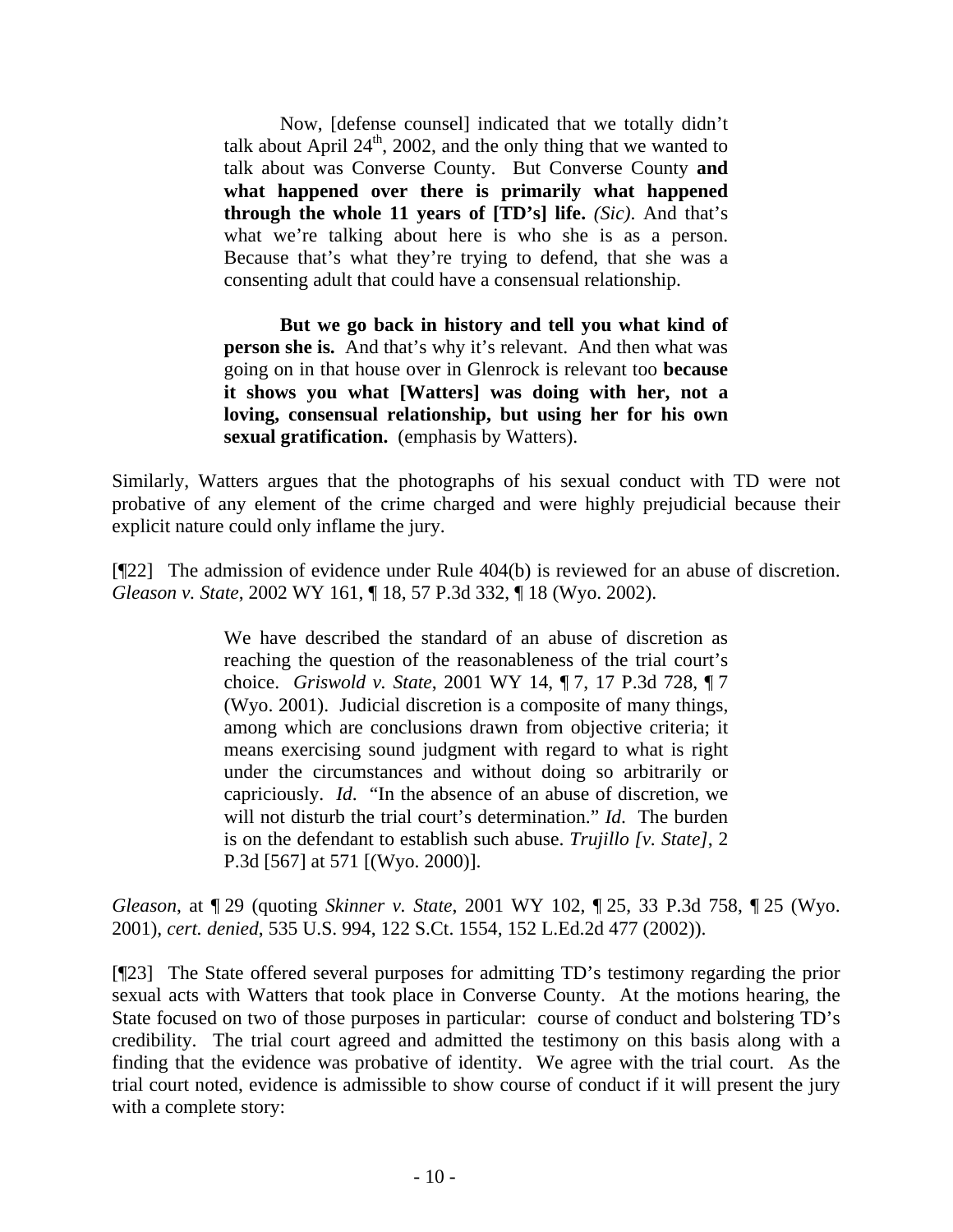> Now, [defense counsel] indicated that we totally didn't talk about April 24th, 2002, and the only thing that we wanted to talk about was Converse County. But Converse County **and what happened over there is primarily what happened through the whole 11 years of [TD's] life.** *(Sic)*. And that's what we're talking about here is who she is as a person. Because that's what they're trying to defend, that she was a consenting adult that could have a consensual relationship.
>
> **But we go back in history and tell you what kind of person she is.** And that's why it's relevant. And then what was going on in that house over in Glenrock is relevant too **because it shows you what [Watters] was doing with her, not a loving, consensual relationship, but using her for his own sexual gratification.** (emphasis by Watters).

Similarly, Watters argues that the photographs of his sexual conduct with TD were not probative of any element of the crime charged and were highly prejudicial because their explicit nature could only inflame the jury.

[¶22] The admission of evidence under Rule 404(b) is reviewed for an abuse of discretion. *Gleason v. State*, 2002 WY 161, ¶ 18, 57 P.3d 332, ¶ 18 (Wyo. 2002).

> We have described the standard of an abuse of discretion as reaching the question of the reasonableness of the trial court's choice. *Griswold v. State*, 2001 WY 14, ¶ 7, 17 P.3d 728, ¶ 7 (Wyo. 2001). Judicial discretion is a composite of many things, among which are conclusions drawn from objective criteria; it means exercising sound judgment with regard to what is right under the circumstances and without doing so arbitrarily or capriciously. *Id*. "In the absence of an abuse of discretion, we will not disturb the trial court's determination." *Id*. The burden is on the defendant to establish such abuse. *Trujillo [v. State]*, 2 P.3d [567] at 571 [(Wyo. 2000)].

*Gleason*, at ¶ 29 (quoting *Skinner v. State*, 2001 WY 102, ¶ 25, 33 P.3d 758, ¶ 25 (Wyo. 2001), *cert. denied*, 535 U.S. 994, 122 S.Ct. 1554, 152 L.Ed.2d 477 (2002)).

[¶23] The State offered several purposes for admitting TD's testimony regarding the prior sexual acts with Watters that took place in Converse County. At the motions hearing, the State focused on two of those purposes in particular: course of conduct and bolstering TD's credibility. The trial court agreed and admitted the testimony on this basis along with a finding that the evidence was probative of identity. We agree with the trial court. As the trial court noted, evidence is admissible to show course of conduct if it will present the jury with a complete story: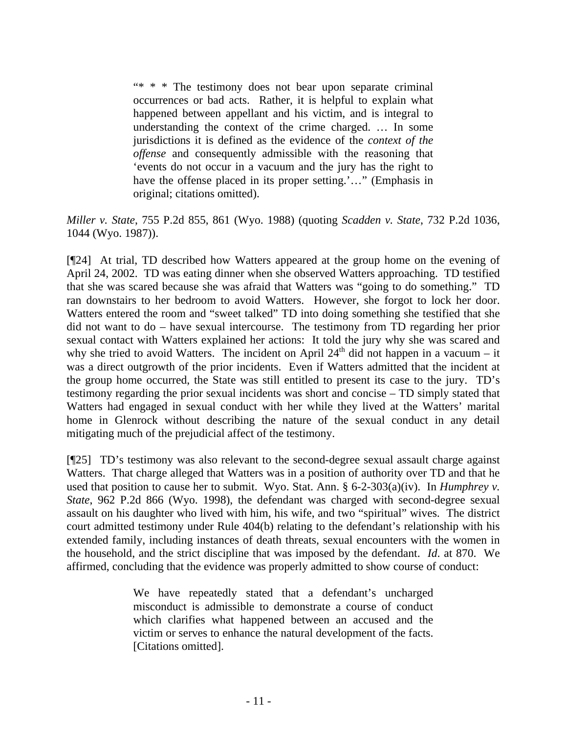> "* * * The testimony does not bear upon separate criminal occurrences or bad acts. Rather, it is helpful to explain what happened between appellant and his victim, and is integral to understanding the context of the crime charged. … In some jurisdictions it is defined as the evidence of the *context of the offense* and consequently admissible with the reasoning that 'events do not occur in a vacuum and the jury has the right to have the offense placed in its proper setting.'…" (Emphasis in original; citations omitted).

*Miller v. State*, 755 P.2d 855, 861 (Wyo. 1988) (quoting *Scadden v. State*, 732 P.2d 1036, 1044 (Wyo. 1987)).

[¶24] At trial, TD described how Watters appeared at the group home on the evening of April 24, 2002. TD was eating dinner when she observed Watters approaching. TD testified that she was scared because she was afraid that Watters was "going to do something." TD ran downstairs to her bedroom to avoid Watters. However, she forgot to lock her door. Watters entered the room and "sweet talked" TD into doing something she testified that she did not want to do – have sexual intercourse. The testimony from TD regarding her prior sexual contact with Watters explained her actions: It told the jury why she was scared and why she tried to avoid Watters. The incident on April 24th did not happen in a vacuum – it was a direct outgrowth of the prior incidents. Even if Watters admitted that the incident at the group home occurred, the State was still entitled to present its case to the jury. TD's testimony regarding the prior sexual incidents was short and concise – TD simply stated that Watters had engaged in sexual conduct with her while they lived at the Watters' marital home in Glenrock without describing the nature of the sexual conduct in any detail mitigating much of the prejudicial affect of the testimony.

[¶25] TD's testimony was also relevant to the second-degree sexual assault charge against Watters. That charge alleged that Watters was in a position of authority over TD and that he used that position to cause her to submit. Wyo. Stat. Ann. § 6-2-303(a)(iv). In *Humphrey v. State*, 962 P.2d 866 (Wyo. 1998), the defendant was charged with second-degree sexual assault on his daughter who lived with him, his wife, and two "spiritual" wives. The district court admitted testimony under Rule 404(b) relating to the defendant's relationship with his extended family, including instances of death threats, sexual encounters with the women in the household, and the strict discipline that was imposed by the defendant. *Id*. at 870. We affirmed, concluding that the evidence was properly admitted to show course of conduct:

> We have repeatedly stated that a defendant's uncharged misconduct is admissible to demonstrate a course of conduct which clarifies what happened between an accused and the victim or serves to enhance the natural development of the facts. [Citations omitted].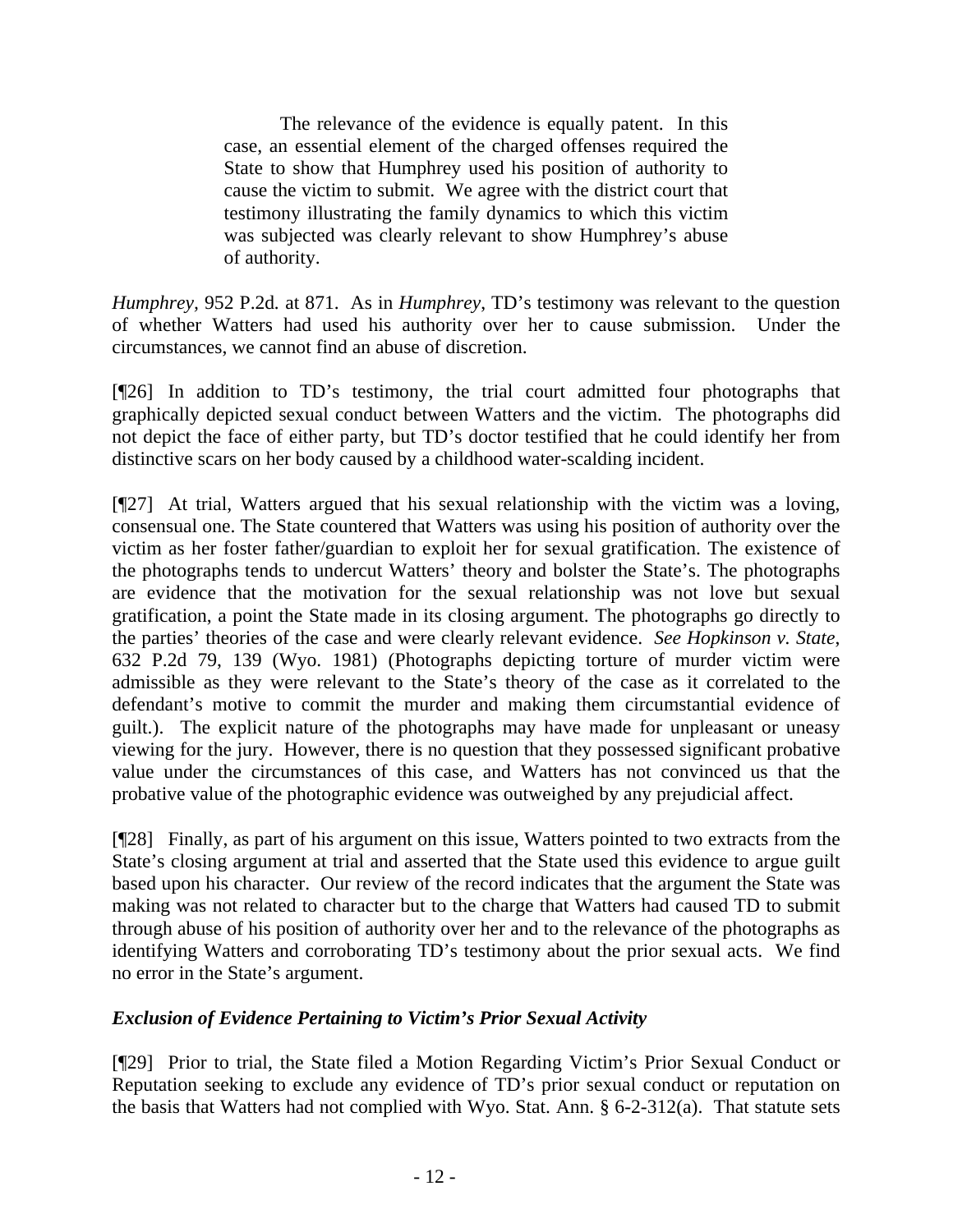> The relevance of the evidence is equally patent. In this case, an essential element of the charged offenses required the State to show that Humphrey used his position of authority to cause the victim to submit. We agree with the district court that testimony illustrating the family dynamics to which this victim was subjected was clearly relevant to show Humphrey's abuse of authority.

*Humphrey*, 952 P.2d. at 871. As in *Humphrey*, TD's testimony was relevant to the question of whether Watters had used his authority over her to cause submission. Under the circumstances, we cannot find an abuse of discretion.

[¶26] In addition to TD's testimony, the trial court admitted four photographs that graphically depicted sexual conduct between Watters and the victim. The photographs did not depict the face of either party, but TD's doctor testified that he could identify her from distinctive scars on her body caused by a childhood water-scalding incident.

[¶27] At trial, Watters argued that his sexual relationship with the victim was a loving, consensual one. The State countered that Watters was using his position of authority over the victim as her foster father/guardian to exploit her for sexual gratification. The existence of the photographs tends to undercut Watters' theory and bolster the State's. The photographs are evidence that the motivation for the sexual relationship was not love but sexual gratification, a point the State made in its closing argument. The photographs go directly to the parties' theories of the case and were clearly relevant evidence. *See Hopkinson v. State*, 632 P.2d 79, 139 (Wyo. 1981) (Photographs depicting torture of murder victim were admissible as they were relevant to the State's theory of the case as it correlated to the defendant's motive to commit the murder and making them circumstantial evidence of guilt.). The explicit nature of the photographs may have made for unpleasant or uneasy viewing for the jury. However, there is no question that they possessed significant probative value under the circumstances of this case, and Watters has not convinced us that the probative value of the photographic evidence was outweighed by any prejudicial affect.

[¶28] Finally, as part of his argument on this issue, Watters pointed to two extracts from the State's closing argument at trial and asserted that the State used this evidence to argue guilt based upon his character. Our review of the record indicates that the argument the State was making was not related to character but to the charge that Watters had caused TD to submit through abuse of his position of authority over her and to the relevance of the photographs as identifying Watters and corroborating TD's testimony about the prior sexual acts. We find no error in the State's argument.

### *Exclusion of Evidence Pertaining to Victim's Prior Sexual Activity*

[¶29] Prior to trial, the State filed a Motion Regarding Victim's Prior Sexual Conduct or Reputation seeking to exclude any evidence of TD's prior sexual conduct or reputation on the basis that Watters had not complied with Wyo. Stat. Ann. § 6-2-312(a). That statute sets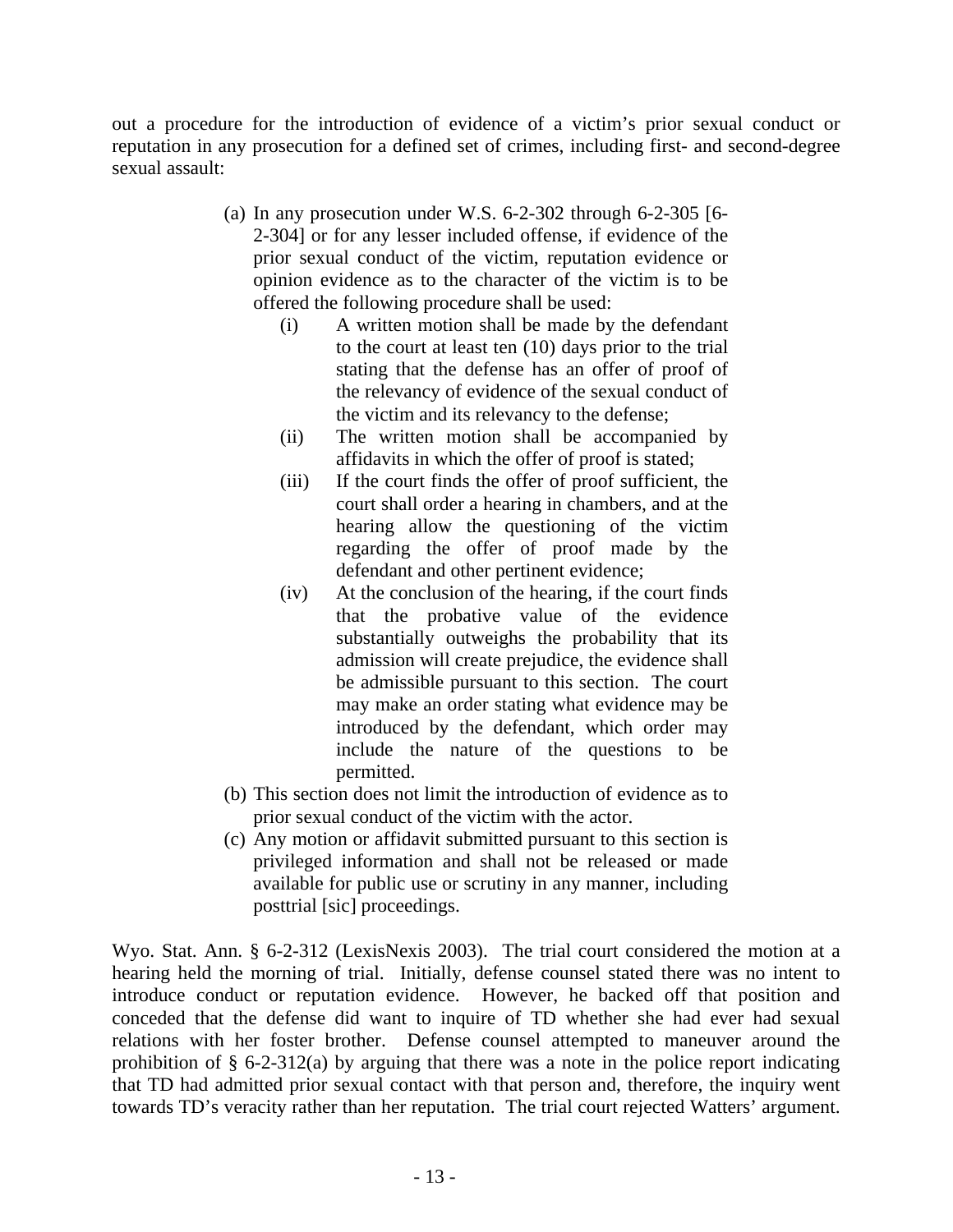out a procedure for the introduction of evidence of a victim's prior sexual conduct or reputation in any prosecution for a defined set of crimes, including first- and second-degree sexual assault:

> (a) In any prosecution under W.S. 6-2-302 through 6-2-305 [6-2-304] or for any lesser included offense, if evidence of the prior sexual conduct of the victim, reputation evidence or opinion evidence as to the character of the victim is to be offered the following procedure shall be used:
>
> > (i) A written motion shall be made by the defendant to the court at least ten (10) days prior to the trial stating that the defense has an offer of proof of the relevancy of evidence of the sexual conduct of the victim and its relevancy to the defense;
> >
> > (ii) The written motion shall be accompanied by affidavits in which the offer of proof is stated;
> >
> > (iii) If the court finds the offer of proof sufficient, the court shall order a hearing in chambers, and at the hearing allow the questioning of the victim regarding the offer of proof made by the defendant and other pertinent evidence;
> >
> > (iv) At the conclusion of the hearing, if the court finds that the probative value of the evidence substantially outweighs the probability that its admission will create prejudice, the evidence shall be admissible pursuant to this section. The court may make an order stating what evidence may be introduced by the defendant, which order may include the nature of the questions to be permitted.
>
> (b) This section does not limit the introduction of evidence as to prior sexual conduct of the victim with the actor.
>
> (c) Any motion or affidavit submitted pursuant to this section is privileged information and shall not be released or made available for public use or scrutiny in any manner, including posttrial [sic] proceedings.

Wyo. Stat. Ann. § 6-2-312 (LexisNexis 2003). The trial court considered the motion at a hearing held the morning of trial. Initially, defense counsel stated there was no intent to introduce conduct or reputation evidence. However, he backed off that position and conceded that the defense did want to inquire of TD whether she had ever had sexual relations with her foster brother. Defense counsel attempted to maneuver around the prohibition of § 6-2-312(a) by arguing that there was a note in the police report indicating that TD had admitted prior sexual contact with that person and, therefore, the inquiry went towards TD's veracity rather than her reputation. The trial court rejected Watters' argument.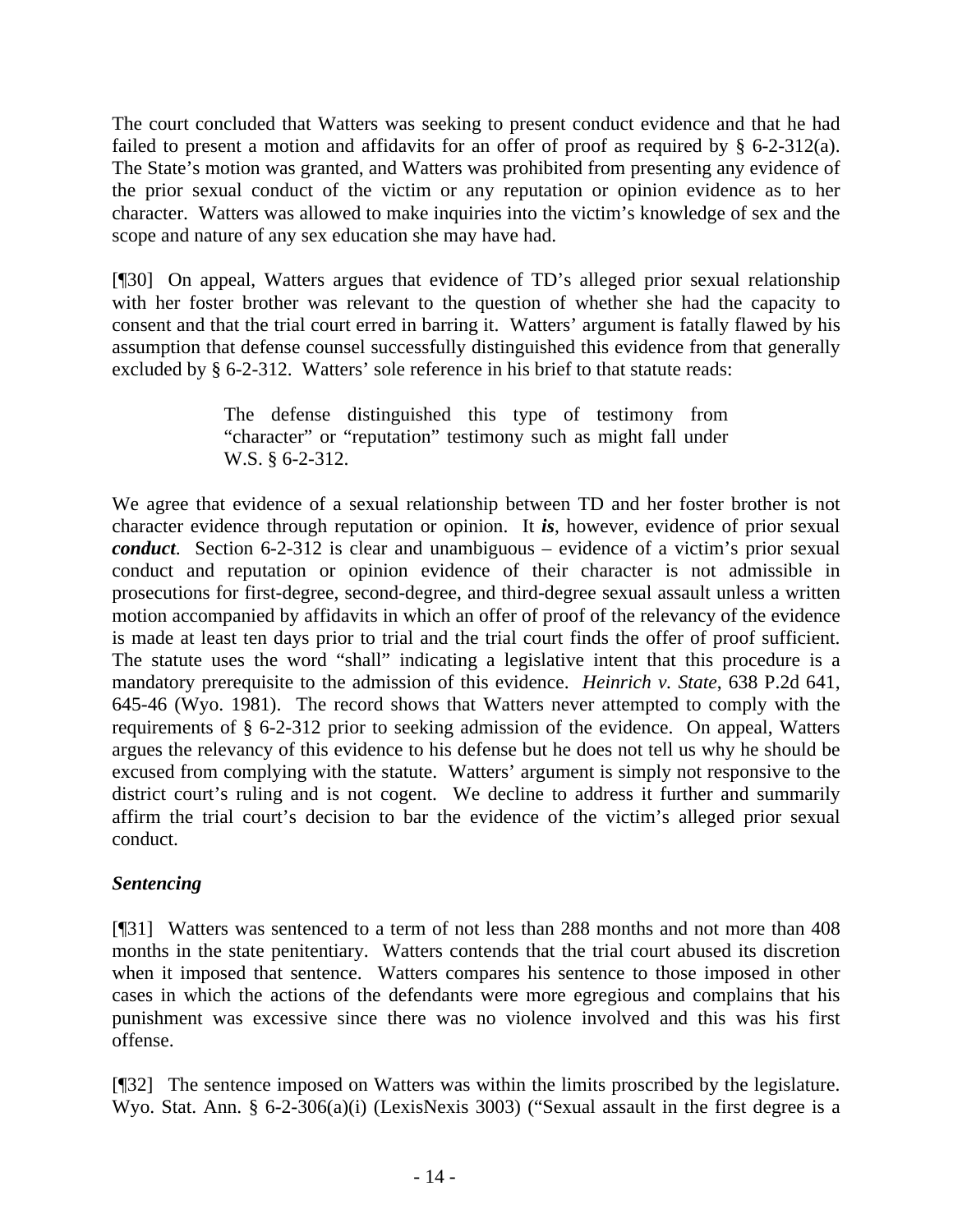The court concluded that Watters was seeking to present conduct evidence and that he had failed to present a motion and affidavits for an offer of proof as required by § 6-2-312(a). The State's motion was granted, and Watters was prohibited from presenting any evidence of the prior sexual conduct of the victim or any reputation or opinion evidence as to her character. Watters was allowed to make inquiries into the victim's knowledge of sex and the scope and nature of any sex education she may have had.

[¶30] On appeal, Watters argues that evidence of TD's alleged prior sexual relationship with her foster brother was relevant to the question of whether she had the capacity to consent and that the trial court erred in barring it. Watters' argument is fatally flawed by his assumption that defense counsel successfully distinguished this evidence from that generally excluded by § 6-2-312. Watters' sole reference in his brief to that statute reads:

> The defense distinguished this type of testimony from "character" or "reputation" testimony such as might fall under W.S. § 6-2-312.

We agree that evidence of a sexual relationship between TD and her foster brother is not character evidence through reputation or opinion. It ***is***, however, evidence of prior sexual ***conduct***. Section 6-2-312 is clear and unambiguous – evidence of a victim's prior sexual conduct and reputation or opinion evidence of their character is not admissible in prosecutions for first-degree, second-degree, and third-degree sexual assault unless a written motion accompanied by affidavits in which an offer of proof of the relevancy of the evidence is made at least ten days prior to trial and the trial court finds the offer of proof sufficient. The statute uses the word "shall" indicating a legislative intent that this procedure is a mandatory prerequisite to the admission of this evidence. *Heinrich v. State*, 638 P.2d 641, 645-46 (Wyo. 1981). The record shows that Watters never attempted to comply with the requirements of § 6-2-312 prior to seeking admission of the evidence. On appeal, Watters argues the relevancy of this evidence to his defense but he does not tell us why he should be excused from complying with the statute. Watters' argument is simply not responsive to the district court's ruling and is not cogent. We decline to address it further and summarily affirm the trial court's decision to bar the evidence of the victim's alleged prior sexual conduct.

### *Sentencing*

[¶31] Watters was sentenced to a term of not less than 288 months and not more than 408 months in the state penitentiary. Watters contends that the trial court abused its discretion when it imposed that sentence. Watters compares his sentence to those imposed in other cases in which the actions of the defendants were more egregious and complains that his punishment was excessive since there was no violence involved and this was his first offense.

[¶32] The sentence imposed on Watters was within the limits proscribed by the legislature. Wyo. Stat. Ann. § 6-2-306(a)(i) (LexisNexis 3003) ("Sexual assault in the first degree is a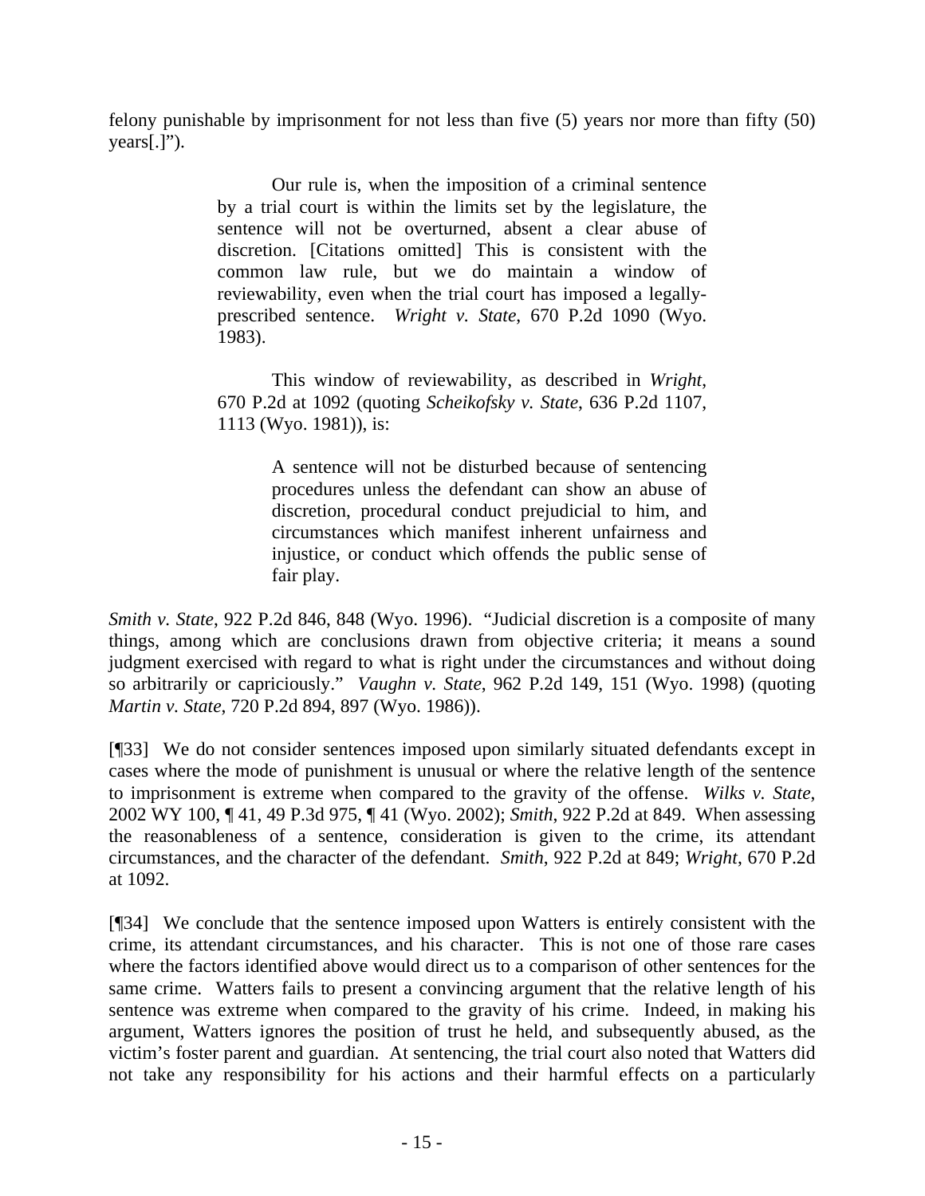felony punishable by imprisonment for not less than five (5) years nor more than fifty (50) years[.]").

> Our rule is, when the imposition of a criminal sentence by a trial court is within the limits set by the legislature, the sentence will not be overturned, absent a clear abuse of discretion. [Citations omitted] This is consistent with the common law rule, but we do maintain a window of reviewability, even when the trial court has imposed a legally-prescribed sentence. *Wright v. State*, 670 P.2d 1090 (Wyo. 1983).
>
> This window of reviewability, as described in *Wright*, 670 P.2d at 1092 (quoting *Scheikofsky v. State*, 636 P.2d 1107, 1113 (Wyo. 1981)), is:
>
> > A sentence will not be disturbed because of sentencing procedures unless the defendant can show an abuse of discretion, procedural conduct prejudicial to him, and circumstances which manifest inherent unfairness and injustice, or conduct which offends the public sense of fair play.

*Smith v. State*, 922 P.2d 846, 848 (Wyo. 1996). "Judicial discretion is a composite of many things, among which are conclusions drawn from objective criteria; it means a sound judgment exercised with regard to what is right under the circumstances and without doing so arbitrarily or capriciously." *Vaughn v. State*, 962 P.2d 149, 151 (Wyo. 1998) (quoting *Martin v. State*, 720 P.2d 894, 897 (Wyo. 1986)).

[¶33] We do not consider sentences imposed upon similarly situated defendants except in cases where the mode of punishment is unusual or where the relative length of the sentence to imprisonment is extreme when compared to the gravity of the offense. *Wilks v. State*, 2002 WY 100, ¶ 41, 49 P.3d 975, ¶ 41 (Wyo. 2002); *Smith*, 922 P.2d at 849. When assessing the reasonableness of a sentence, consideration is given to the crime, its attendant circumstances, and the character of the defendant. *Smith*, 922 P.2d at 849; *Wright*, 670 P.2d at 1092.

[¶34] We conclude that the sentence imposed upon Watters is entirely consistent with the crime, its attendant circumstances, and his character. This is not one of those rare cases where the factors identified above would direct us to a comparison of other sentences for the same crime. Watters fails to present a convincing argument that the relative length of his sentence was extreme when compared to the gravity of his crime. Indeed, in making his argument, Watters ignores the position of trust he held, and subsequently abused, as the victim's foster parent and guardian. At sentencing, the trial court also noted that Watters did not take any responsibility for his actions and their harmful effects on a particularly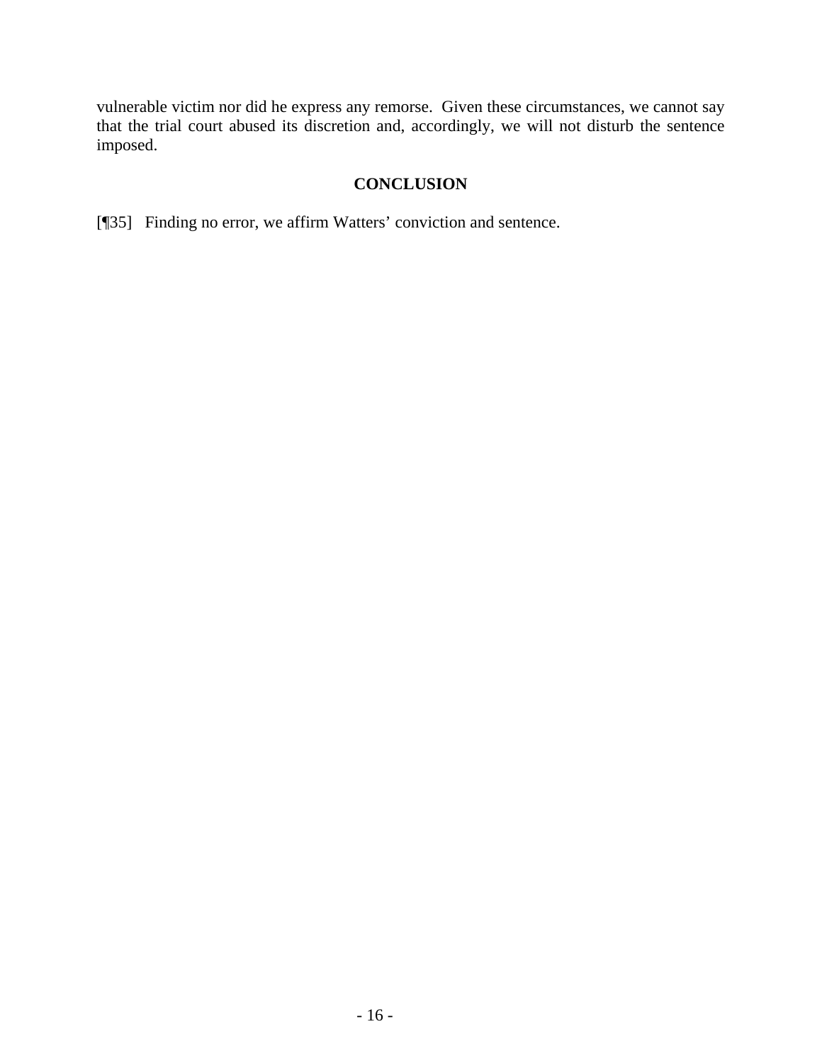vulnerable victim nor did he express any remorse. Given these circumstances, we cannot say that the trial court abused its discretion and, accordingly, we will not disturb the sentence imposed.

## CONCLUSION

[¶35] Finding no error, we affirm Watters' conviction and sentence.